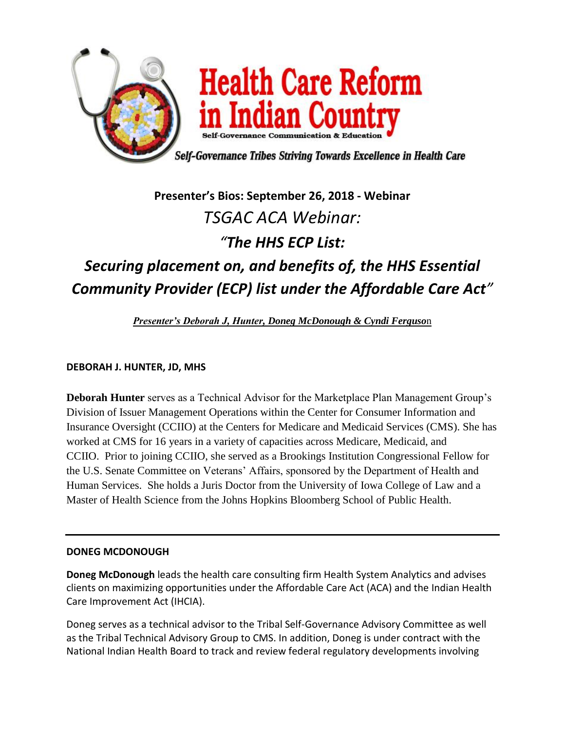# Health Care Reform in Indian Country

Self-Governance Communication & Education

*Self-Governance Tribes Striving Towards Excellence in Health Care*

**Presenter's Bios: September 26, 2018 - Webinar**

## *TSGAC ACA Webinar:*

## *"The HHS ECP List:*

## *Securing placement on, and benefits of, the HHS Essential Community Provider (ECP) list under the Affordable Care Act"*

***Presenter's Deborah J, Hunter, Doneg McDonough & Cyndi Ferguson***

**DEBORAH J. HUNTER, JD, MHS**

**Deborah Hunter** serves as a Technical Advisor for the Marketplace Plan Management Group's Division of Issuer Management Operations within the Center for Consumer Information and Insurance Oversight (CCIIO) at the Centers for Medicare and Medicaid Services (CMS). She has worked at CMS for 16 years in a variety of capacities across Medicare, Medicaid, and CCIIO. Prior to joining CCIIO, she served as a Brookings Institution Congressional Fellow for the U.S. Senate Committee on Veterans' Affairs, sponsored by the Department of Health and Human Services. She holds a Juris Doctor from the University of Iowa College of Law and a Master of Health Science from the Johns Hopkins Bloomberg School of Public Health.

---

**DONEG MCDONOUGH**

**Doneg McDonough** leads the health care consulting firm Health System Analytics and advises clients on maximizing opportunities under the Affordable Care Act (ACA) and the Indian Health Care Improvement Act (IHCIA).

Doneg serves as a technical advisor to the Tribal Self-Governance Advisory Committee as well as the Tribal Technical Advisory Group to CMS. In addition, Doneg is under contract with the National Indian Health Board to track and review federal regulatory developments involving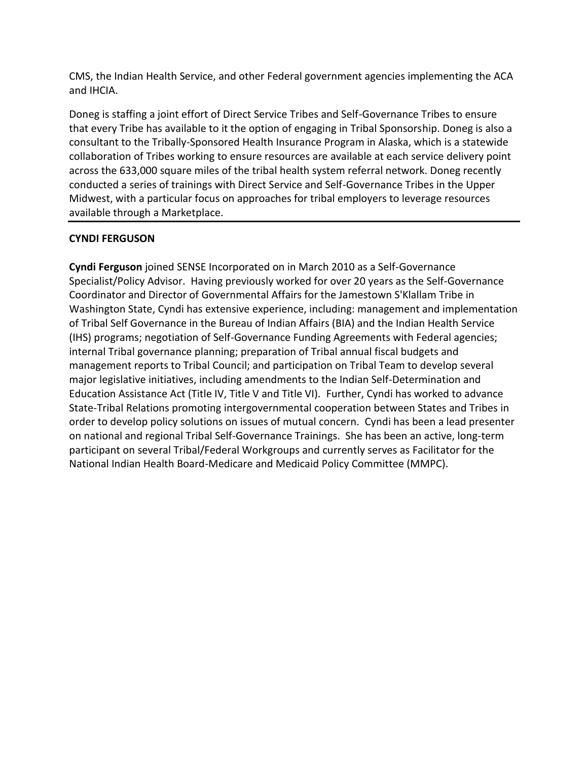CMS, the Indian Health Service, and other Federal government agencies implementing the ACA and IHCIA.

Doneg is staffing a joint effort of Direct Service Tribes and Self-Governance Tribes to ensure that every Tribe has available to it the option of engaging in Tribal Sponsorship. Doneg is also a consultant to the Tribally-Sponsored Health Insurance Program in Alaska, which is a statewide collaboration of Tribes working to ensure resources are available at each service delivery point across the 633,000 square miles of the tribal health system referral network. Doneg recently conducted a series of trainings with Direct Service and Self-Governance Tribes in the Upper Midwest, with a particular focus on approaches for tribal employers to leverage resources available through a Marketplace.

---

**CYNDI FERGUSON**

**Cyndi Ferguson** joined SENSE Incorporated on in March 2010 as a Self-Governance Specialist/Policy Advisor. Having previously worked for over 20 years as the Self-Governance Coordinator and Director of Governmental Affairs for the Jamestown S'Klallam Tribe in Washington State, Cyndi has extensive experience, including: management and implementation of Tribal Self Governance in the Bureau of Indian Affairs (BIA) and the Indian Health Service (IHS) programs; negotiation of Self-Governance Funding Agreements with Federal agencies; internal Tribal governance planning; preparation of Tribal annual fiscal budgets and management reports to Tribal Council; and participation on Tribal Team to develop several major legislative initiatives, including amendments to the Indian Self-Determination and Education Assistance Act (Title IV, Title V and Title VI). Further, Cyndi has worked to advance State-Tribal Relations promoting intergovernmental cooperation between States and Tribes in order to develop policy solutions on issues of mutual concern. Cyndi has been a lead presenter on national and regional Tribal Self-Governance Trainings. She has been an active, long-term participant on several Tribal/Federal Workgroups and currently serves as Facilitator for the National Indian Health Board-Medicare and Medicaid Policy Committee (MMPC).